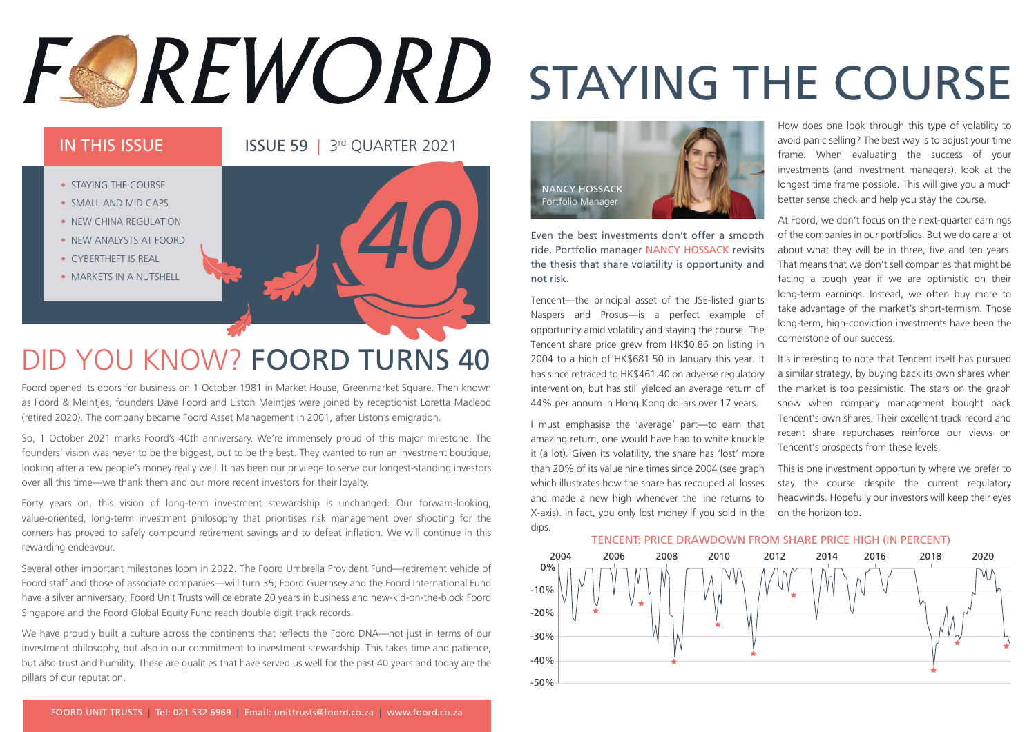# FOREWORD

## IN THIS ISSUE

ISSUE 59 | 3rd QUARTER 2021

- STAYING THE COURSE
- SMALL AND MID CAPS
- NEW CHINA REGULATION
- NEW ANALYSTS AT FOORD
- CYBERTHEFT IS REAL
- MARKETS IN A NUTSHELL

## DID YOU KNOW? FOORD TURNS 40

Foord opened its doors for business on 1 October 1981 in Market House, Greenmarket Square. Then known as Foord & Meintjes, founders Dave Foord and Liston Meintjes were joined by receptionist Loretta Macleod (retired 2020). The company became Foord Asset Management in 2001, after Liston's emigration.

So, 1 October 2021 marks Foord's 40th anniversary. We're immensely proud of this major milestone. The founders' vision was never to be the biggest, but to be the best. They wanted to run an investment boutique, looking after a few people's money really well. It has been our privilege to serve our longest-standing investors over all this time—we thank them and our more recent investors for their loyalty.

Forty years on, this vision of long-term investment stewardship is unchanged. Our forward-looking, value-oriented, long-term investment philosophy that prioritises risk management over shooting for the corners has proved to safely compound retirement savings and to defeat inflation. We will continue in this rewarding endeavour.

Several other important milestones loom in 2022. The Foord Umbrella Provident Fund—retirement vehicle of Foord staff and those of associate companies—will turn 35; Foord Guernsey and the Foord International Fund have a silver anniversary; Foord Unit Trusts will celebrate 20 years in business and new-kid-on-the-block Foord Singapore and the Foord Global Equity Fund reach double digit track records.

We have proudly built a culture across the continents that reflects the Foord DNA—not just in terms of our investment philosophy, but also in our commitment to investment stewardship. This takes time and patience, but also trust and humility. These are qualities that have served us well for the past 40 years and today are the pillars of our reputation.

# STAYING THE COURSE

NANCY HOSSACK
Portfolio Manager

Even the best investments don't offer a smooth ride. Portfolio manager NANCY HOSSACK revisits the thesis that share volatility is opportunity and not risk.

Tencent—the principal asset of the JSE-listed giants Naspers and Prosus—is a perfect example of opportunity amid volatility and staying the course. The Tencent share price grew from HK$0.86 on listing in 2004 to a high of HK$681.50 in January this year. It has since retraced to HK$461.40 on adverse regulatory intervention, but has still yielded an average return of 44% per annum in Hong Kong dollars over 17 years.

I must emphasise the 'average' part—to earn that amazing return, one would have had to white knuckle it (a lot). Given its volatility, the share has 'lost' more than 20% of its value nine times since 2004 (see graph which illustrates how the share has recouped all losses and made a new high whenever the line returns to X-axis). In fact, you only lost money if you sold in the dips.

How does one look through this type of volatility to avoid panic selling? The best way is to adjust your time frame. When evaluating the success of your investments (and investment managers), look at the longest time frame possible. This will give you a much better sense check and help you stay the course.

At Foord, we don't focus on the next-quarter earnings of the companies in our portfolios. But we do care a lot about what they will be in three, five and ten years. That means that we don't sell companies that might be facing a tough year if we are optimistic on their long-term earnings. Instead, we often buy more to take advantage of the market's short-termism. Those long-term, high-conviction investments have been the cornerstone of our success.

It's interesting to note that Tencent itself has pursued a similar strategy, by buying back its own shares when the market is too pessimistic. The stars on the graph show when company management bought back Tencent's own shares. Their excellent track record and recent share repurchases reinforce our views on Tencent's prospects from these levels.

This is one investment opportunity where we prefer to stay the course despite the current regulatory headwinds. Hopefully our investors will keep their eyes on the horizon too.

TENCENT: PRICE DRAWDOWN FROM SHARE PRICE HIGH (IN PERCENT)

FOORD UNIT TRUSTS | Tel: 021 532 6969 | Email: unittrusts@foord.co.za | www.foord.co.za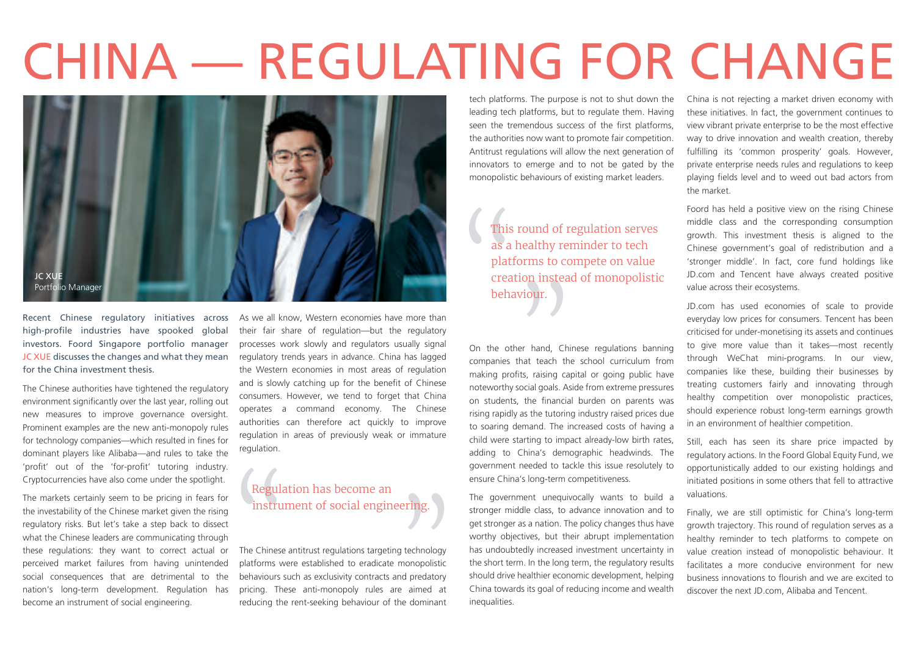# CHINA — REGULATING FOR CHANGE

JC XUE
Portfolio Manager

**Recent Chinese regulatory initiatives across high-profile industries have spooked global investors. Foord Singapore portfolio manager JC XUE discusses the changes and what they mean for the China investment thesis.**

The Chinese authorities have tightened the regulatory environment significantly over the last year, rolling out new measures to improve governance oversight. Prominent examples are the new anti-monopoly rules for technology companies—which resulted in fines for dominant players like Alibaba—and rules to take the 'profit' out of the 'for-profit' tutoring industry. Cryptocurrencies have also come under the spotlight.

The markets certainly seem to be pricing in fears for the investability of the Chinese market given the rising regulatory risks. But let's take a step back to dissect what the Chinese leaders are communicating through these regulations: they want to correct actual or perceived market failures from having unintended social consequences that are detrimental to the nation's long-term development. Regulation has become an instrument of social engineering.

As we all know, Western economies have more than their fair share of regulation—but the regulatory processes work slowly and regulators usually signal regulatory trends years in advance. China has lagged the Western economies in most areas of regulation and is slowly catching up for the benefit of Chinese consumers. However, we tend to forget that China operates a command economy. The Chinese authorities can therefore act quickly to improve regulation in areas of previously weak or immature regulation.

> Regulation has become an instrument of social engineering.

The Chinese antitrust regulations targeting technology platforms were established to eradicate monopolistic behaviours such as exclusivity contracts and predatory pricing. These anti-monopoly rules are aimed at reducing the rent-seeking behaviour of the dominant tech platforms. The purpose is not to shut down the leading tech platforms, but to regulate them. Having seen the tremendous success of the first platforms, the authorities now want to promote fair competition. Antitrust regulations will allow the next generation of innovators to emerge and to not be gated by the monopolistic behaviours of existing market leaders.

> This round of regulation serves as a healthy reminder to tech platforms to compete on value creation instead of monopolistic behaviour.

On the other hand, Chinese regulations banning companies that teach the school curriculum from making profits, raising capital or going public have noteworthy social goals. Aside from extreme pressures on students, the financial burden on parents was rising rapidly as the tutoring industry raised prices due to soaring demand. The increased costs of having a child were starting to impact already-low birth rates, adding to China's demographic headwinds. The government needed to tackle this issue resolutely to ensure China's long-term competitiveness.

The government unequivocally wants to build a stronger middle class, to advance innovation and to get stronger as a nation. The policy changes thus have worthy objectives, but their abrupt implementation has undoubtedly increased investment uncertainty in the short term. In the long term, the regulatory results should drive healthier economic development, helping China towards its goal of reducing income and wealth inequalities.

China is not rejecting a market driven economy with these initiatives. In fact, the government continues to view vibrant private enterprise to be the most effective way to drive innovation and wealth creation, thereby fulfilling its 'common prosperity' goals. However, private enterprise needs rules and regulations to keep playing fields level and to weed out bad actors from the market.

Foord has held a positive view on the rising Chinese middle class and the corresponding consumption growth. This investment thesis is aligned to the Chinese government's goal of redistribution and a 'stronger middle'. In fact, core fund holdings like JD.com and Tencent have always created positive value across their ecosystems.

JD.com has used economies of scale to provide everyday low prices for consumers. Tencent has been criticised for under-monetising its assets and continues to give more value than it takes—most recently through WeChat mini-programs. In our view, companies like these, building their businesses by treating customers fairly and innovating through healthy competition over monopolistic practices, should experience robust long-term earnings growth in an environment of healthier competition.

Still, each has seen its share price impacted by regulatory actions. In the Foord Global Equity Fund, we opportunistically added to our existing holdings and initiated positions in some others that fell to attractive valuations.

Finally, we are still optimistic for China's long-term growth trajectory. This round of regulation serves as a healthy reminder to tech platforms to compete on value creation instead of monopolistic behaviour. It facilitates a more conducive environment for new business innovations to flourish and we are excited to discover the next JD.com, Alibaba and Tencent.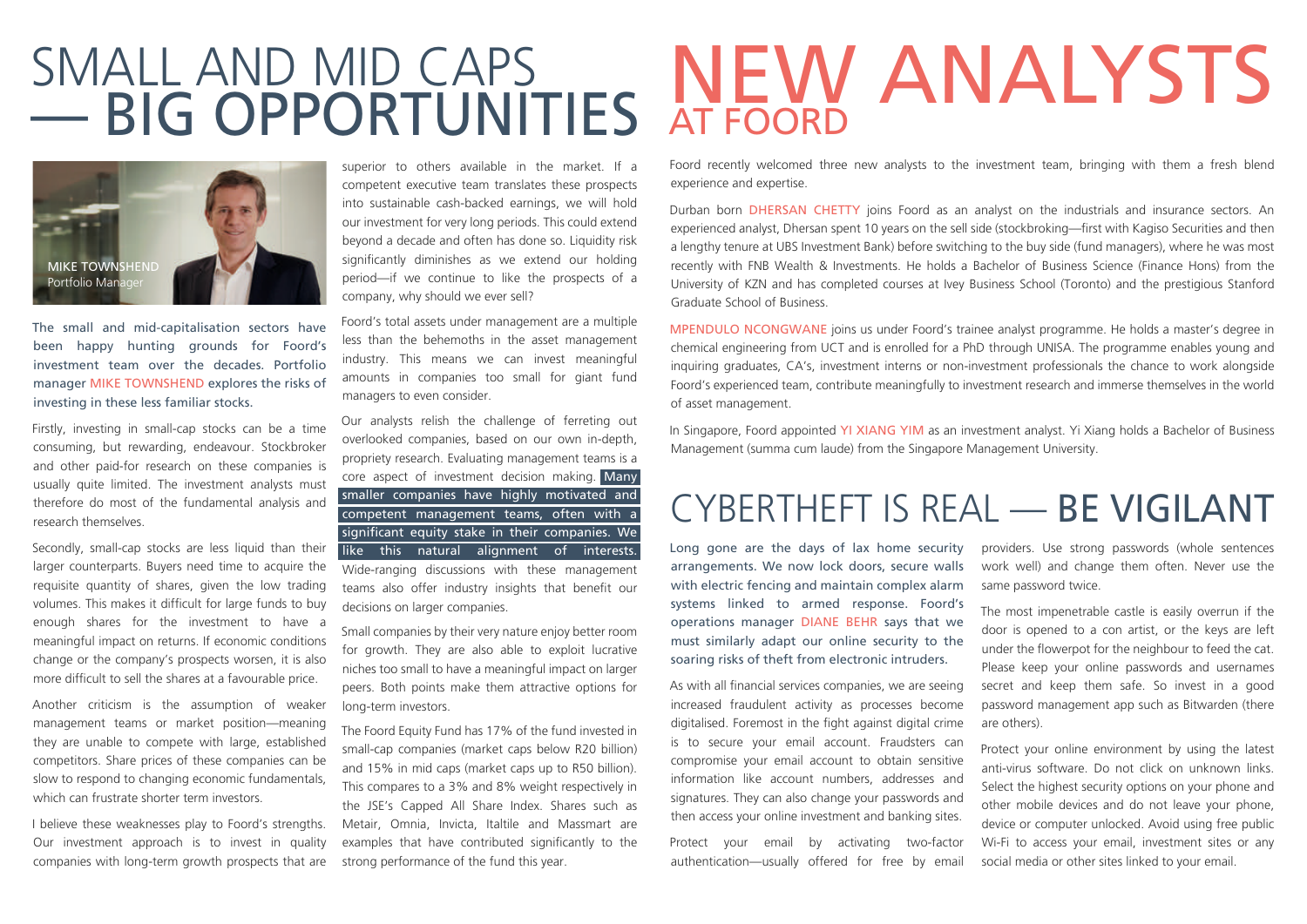# SMALL AND MID CAPS — BIG OPPORTUNITIES

MIKE TOWNSHEND
Portfolio Manager

The small and mid-capitalisation sectors have been happy hunting grounds for Foord's investment team over the decades. Portfolio manager MIKE TOWNSHEND explores the risks of investing in these less familiar stocks.

Firstly, investing in small-cap stocks can be a time consuming, but rewarding, endeavour. Stockbroker and other paid-for research on these companies is usually quite limited. The investment analysts must therefore do most of the fundamental analysis and research themselves.

Secondly, small-cap stocks are less liquid than their larger counterparts. Buyers need time to acquire the requisite quantity of shares, given the low trading volumes. This makes it difficult for large funds to buy enough shares for the investment to have a meaningful impact on returns. If economic conditions change or the company's prospects worsen, it is also more difficult to sell the shares at a favourable price.

Another criticism is the assumption of weaker management teams or market position—meaning they are unable to compete with large, established competitors. Share prices of these companies can be slow to respond to changing economic fundamentals, which can frustrate shorter term investors.

I believe these weaknesses play to Foord's strengths. Our investment approach is to invest in quality companies with long-term growth prospects that are superior to others available in the market. If a competent executive team translates these prospects into sustainable cash-backed earnings, we will hold our investment for very long periods. This could extend beyond a decade and often has done so. Liquidity risk significantly diminishes as we extend our holding period—if we continue to like the prospects of a company, why should we ever sell?

Foord's total assets under management are a multiple less than the behemoths in the asset management industry. This means we can invest meaningful amounts in companies too small for giant fund managers to even consider.

Our analysts relish the challenge of ferreting out overlooked companies, based on our own in-depth, propriety research. Evaluating management teams is a core aspect of investment decision making. **Many smaller companies have highly motivated and competent management teams, often with a significant equity stake in their companies. We like this natural alignment of interests.** Wide-ranging discussions with these management teams also offer industry insights that benefit our decisions on larger companies.

Small companies by their very nature enjoy better room for growth. They are also able to exploit lucrative niches too small to have a meaningful impact on larger peers. Both points make them attractive options for long-term investors.

The Foord Equity Fund has 17% of the fund invested in small-cap companies (market caps below R20 billion) and 15% in mid caps (market caps up to R50 billion). This compares to a 3% and 8% weight respectively in the JSE's Capped All Share Index. Shares such as Metair, Omnia, Invicta, Italtile and Massmart are examples that have contributed significantly to the strong performance of the fund this year.

# NEW ANALYSTS AT FOORD

Foord recently welcomed three new analysts to the investment team, bringing with them a fresh blend experience and expertise.

Durban born DHERSAN CHETTY joins Foord as an analyst on the industrials and insurance sectors. An experienced analyst, Dhersan spent 10 years on the sell side (stockbroking—first with Kagiso Securities and then a lengthy tenure at UBS Investment Bank) before switching to the buy side (fund managers), where he was most recently with FNB Wealth & Investments. He holds a Bachelor of Business Science (Finance Hons) from the University of KZN and has completed courses at Ivey Business School (Toronto) and the prestigious Stanford Graduate School of Business.

MPENDULO NCONGWANE joins us under Foord's trainee analyst programme. He holds a master's degree in chemical engineering from UCT and is enrolled for a PhD through UNISA. The programme enables young and inquiring graduates, CA's, investment interns or non-investment professionals the chance to work alongside Foord's experienced team, contribute meaningfully to investment research and immerse themselves in the world of asset management.

In Singapore, Foord appointed YI XIANG YIM as an investment analyst. Yi Xiang holds a Bachelor of Business Management (summa cum laude) from the Singapore Management University.

# CYBERTHEFT IS REAL — BE VIGILANT

Long gone are the days of lax home security arrangements. We now lock doors, secure walls with electric fencing and maintain complex alarm systems linked to armed response. Foord's operations manager DIANE BEHR says that we must similarly adapt our online security to the soaring risks of theft from electronic intruders.

As with all financial services companies, we are seeing increased fraudulent activity as processes become digitalised. Foremost in the fight against digital crime is to secure your email account. Fraudsters can compromise your email account to obtain sensitive information like account numbers, addresses and signatures. They can also change your passwords and then access your online investment and banking sites.

Protect your email by activating two-factor authentication—usually offered for free by email providers. Use strong passwords (whole sentences work well) and change them often. Never use the same password twice.

The most impenetrable castle is easily overrun if the door is opened to a con artist, or the keys are left under the flowerpot for the neighbour to feed the cat. Please keep your online passwords and usernames secret and keep them safe. So invest in a good password management app such as Bitwarden (there are others).

Protect your online environment by using the latest anti-virus software. Do not click on unknown links. Select the highest security options on your phone and other mobile devices and do not leave your phone, device or computer unlocked. Avoid using free public Wi-Fi to access your email, investment sites or any social media or other sites linked to your email.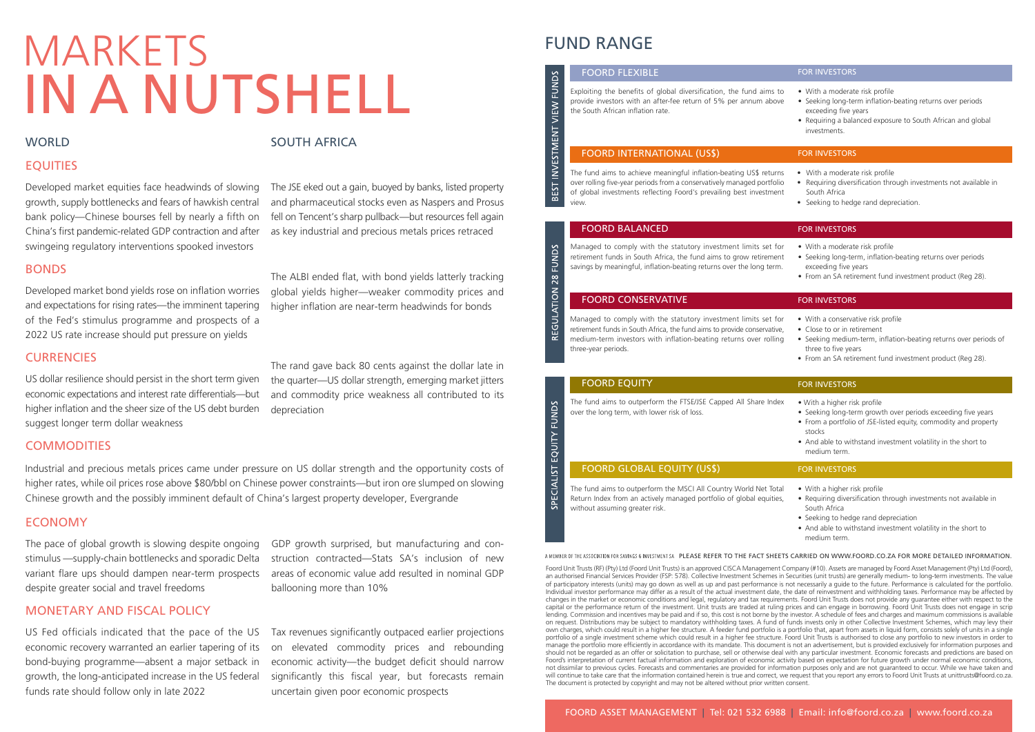# MARKETS IN A NUTSHELL

## EQUITIES

### WORLD

Developed market equities face headwinds of slowing growth, supply bottlenecks and fears of hawkish central bank policy—Chinese bourses fell by nearly a fifth on China's first pandemic-related GDP contraction and after swingeing regulatory interventions spooked investors

### SOUTH AFRICA

The JSE eked out a gain, buoyed by banks, listed property and pharmaceutical stocks even as Naspers and Prosus fell on Tencent's sharp pullback—but resources fell again as key industrial and precious metals prices retraced

## BONDS

### WORLD

Developed market bond yields rose on inflation worries and expectations for rising rates—the imminent tapering of the Fed's stimulus programme and prospects of a 2022 US rate increase should put pressure on yields

### SOUTH AFRICA

The ALBI ended flat, with bond yields latterly tracking global yields higher—weaker commodity prices and higher inflation are near-term headwinds for bonds

## CURRENCIES

### WORLD

US dollar resilience should persist in the short term given economic expectations and interest rate differentials—but higher inflation and the sheer size of the US debt burden suggest longer term dollar weakness

### SOUTH AFRICA

The rand gave back 80 cents against the dollar late in the quarter—US dollar strength, emerging market jitters and commodity price weakness all contributed to its depreciation

## COMMODITIES

Industrial and precious metals prices came under pressure on US dollar strength and the opportunity costs of higher rates, while oil prices rose above $80/bbl on Chinese power constraints—but iron ore slumped on slowing Chinese growth and the possibly imminent default of China's largest property developer, Evergrande

## ECONOMY

### WORLD

The pace of global growth is slowing despite ongoing stimulus —supply-chain bottlenecks and sporadic Delta variant flare ups should dampen near-term prospects despite greater social and travel freedoms

### SOUTH AFRICA

GDP growth surprised, but manufacturing and construction contracted—Stats SA's inclusion of new areas of economic value add resulted in nominal GDP ballooning more than 10%

## MONETARY AND FISCAL POLICY

### WORLD

US Fed officials indicated that the pace of the US economic recovery warranted an earlier tapering of its bond-buying programme—absent a major setback in growth, the long-anticipated increase in the US federal funds rate should follow only in late 2022

### SOUTH AFRICA

Tax revenues significantly outpaced earlier projections on elevated commodity prices and rebounding economic activity—the budget deficit should narrow significantly this fiscal year, but forecasts remain uncertain given poor economic prospects

# FUND RANGE

## BEST INVESTMENT VIEW FUNDS

### FOORD FLEXIBLE

Exploiting the benefits of global diversification, the fund aims to provide investors with an after-fee return of 5% per annum above the South African inflation rate.

**FOR INVESTORS**

- With a moderate risk profile
- Seeking long-term inflation-beating returns over periods exceeding five years
- Requiring a balanced exposure to South African and global investments.

### FOORD INTERNATIONAL (US$)

The fund aims to achieve meaningful inflation-beating US$ returns over rolling five-year periods from a conservatively managed portfolio of global investments reflecting Foord's prevailing best investment view.

**FOR INVESTORS**

- With a moderate risk profile
- Requiring diversification through investments not available in South Africa
- Seeking to hedge rand depreciation.

## REGULATION 28 FUNDS

### FOORD BALANCED

Managed to comply with the statutory investment limits set for retirement funds in South Africa, the fund aims to grow retirement savings by meaningful, inflation-beating returns over the long term.

**FOR INVESTORS**

- With a moderate risk profile
- Seeking long-term, inflation-beating returns over periods exceeding five years
- From an SA retirement fund investment product (Reg 28).

### FOORD CONSERVATIVE

Managed to comply with the statutory investment limits set for retirement funds in South Africa, the fund aims to provide conservative, medium-term investors with inflation-beating returns over rolling three-year periods.

**FOR INVESTORS**

- With a conservative risk profile
- Close to or in retirement
- Seeking medium-term, inflation-beating returns over periods of three to five years
- From an SA retirement fund investment product (Reg 28).

## SPECIALIST EQUITY FUNDS

### FOORD EQUITY

The fund aims to outperform the FTSE/JSE Capped All Share Index over the long term, with lower risk of loss.

**FOR INVESTORS**

- With a higher risk profile
- Seeking long-term growth over periods exceeding five years
- From a portfolio of JSE-listed equity, commodity and property stocks
- And able to withstand investment volatility in the short to medium term.

### FOORD GLOBAL EQUITY (US$)

The fund aims to outperform the MSCI All Country World Net Total Return Index from an actively managed portfolio of global equities, without assuming greater risk.

**FOR INVESTORS**

- With a higher risk profile
- Requiring diversification through investments not available in South Africa
- Seeking to hedge rand depreciation
- And able to withstand investment volatility in the short to medium term.

A MEMBER OF THE ASSOCIATION FOR SAVINGS & INVESTMENT SA. PLEASE REFER TO THE FACT SHEETS CARRIED ON WWW.FOORD.CO.ZA FOR MORE DETAILED INFORMATION.

Foord Unit Trusts (RF) (Pty) Ltd (Foord Unit Trusts) is an approved CISCA Management Company (#10). Assets are managed by Foord Asset Management (Pty) Ltd (Foord), an authorised Financial Services Provider (FSP: 578). Collective Investment Schemes in Securities (unit trusts) are generally medium- to long-term investments. The value of participatory interests (units) may go down as well as up and past performance is not necessarily a guide to the future. Performance is calculated for the portfolio. Individual investor performance may differ as a result of the actual investment date, the date of reinvestment and withholding taxes. Performance may be affected by changes in the market or economic conditions and legal, regulatory and tax requirements. Foord Unit Trusts does not provide any guarantee either with respect to the capital or the performance return of the investment. Unit trusts are traded at ruling prices and can engage in borrowing. Foord Unit Trusts does not engage in scrip lending. Commission and incentives may be paid and if so, this cost is not borne by the investor. A schedule of fees and charges and maximum commissions is available on request. Distributions may be subject to mandatory withholding taxes. A fund of funds invests only in other Collective Investment Schemes, which may levy their own charges, which could result in a higher fee structure. A feeder fund portfolio is a portfolio that, apart from assets in liquid form, consists solely of units in a single portfolio of a single investment scheme which could result in a higher fee structure. Foord Unit Trusts is authorised to close any portfolio to new investors in order to manage the portfolio more efficiently in accordance with its mandate. This document is not an advertisement, but is provided exclusively for information purposes and should not be regarded as an offer or solicitation to purchase, sell or otherwise deal with any particular investment. Economic forecasts and predictions are based on Foord's interpretation of current factual information and exploration of economic activity based on expectation for future growth under normal economic conditions, not dissimilar to previous cycles. Forecasts and commentaries are provided for information purposes only and are not guaranteed to occur. While we have taken and will continue to take care that the information contained herein is true and correct, we request that you report any errors to Foord Unit Trusts at unittrusts@foord.co.za. The document is protected by copyright and may not be altered without prior written consent.

FOORD ASSET MANAGEMENT | Tel: 021 532 6988 | Email: info@foord.co.za | www.foord.co.za